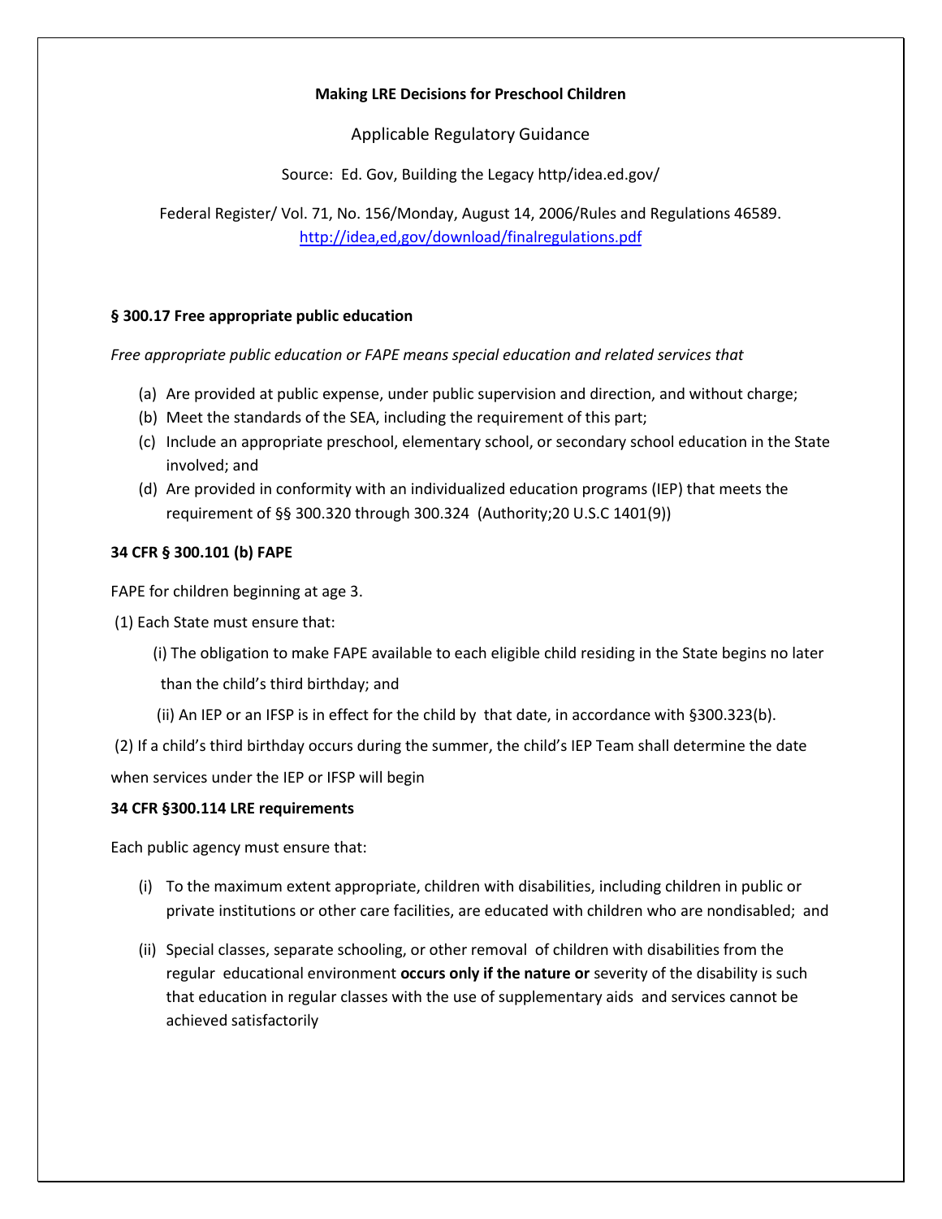**Making LRE Decisions for Preschool Children**

Applicable Regulatory Guidance

Source: Ed. Gov, Building the Legacy http/idea.ed.gov/

Federal Register/ Vol. 71, No. 156/Monday, August 14, 2006/Rules and Regulations 46589. http://idea,ed,gov/download/finalregulations.pdf

**§ 300.17 Free appropriate public education**

*Free appropriate public education or FAPE means special education and related services that*

(a) Are provided at public expense, under public supervision and direction, and without charge;
(b) Meet the standards of the SEA, including the requirement of this part;
(c) Include an appropriate preschool, elementary school, or secondary school education in the State involved; and
(d) Are provided in conformity with an individualized education programs (IEP) that meets the requirement of §§ 300.320 through 300.324 (Authority;20 U.S.C 1401(9))

**34 CFR § 300.101 (b) FAPE**

FAPE for children beginning at age 3.

(1) Each State must ensure that:

(i) The obligation to make FAPE available to each eligible child residing in the State begins no later than the child's third birthday; and

(ii) An IEP or an IFSP is in effect for the child by that date, in accordance with §300.323(b).

(2) If a child's third birthday occurs during the summer, the child's IEP Team shall determine the date when services under the IEP or IFSP will begin

**34 CFR §300.114 LRE requirements**

Each public agency must ensure that:

(i) To the maximum extent appropriate, children with disabilities, including children in public or private institutions or other care facilities, are educated with children who are nondisabled; and

(ii) Special classes, separate schooling, or other removal of children with disabilities from the regular educational environment **occurs only if the nature or** severity of the disability is such that education in regular classes with the use of supplementary aids and services cannot be achieved satisfactorily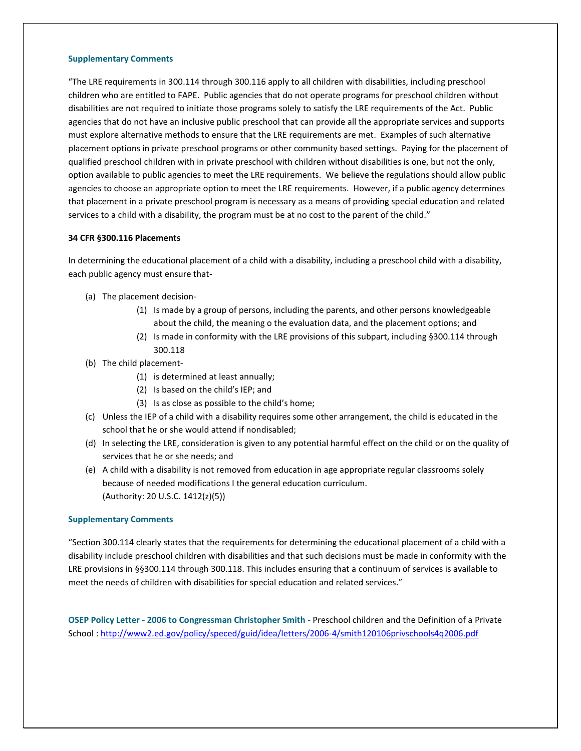**Supplementary Comments**

"The LRE requirements in 300.114 through 300.116 apply to all children with disabilities, including preschool children who are entitled to FAPE. Public agencies that do not operate programs for preschool children without disabilities are not required to initiate those programs solely to satisfy the LRE requirements of the Act. Public agencies that do not have an inclusive public preschool that can provide all the appropriate services and supports must explore alternative methods to ensure that the LRE requirements are met. Examples of such alternative placement options in private preschool programs or other community based settings. Paying for the placement of qualified preschool children with in private preschool with children without disabilities is one, but not the only, option available to public agencies to meet the LRE requirements. We believe the regulations should allow public agencies to choose an appropriate option to meet the LRE requirements. However, if a public agency determines that placement in a private preschool program is necessary as a means of providing special education and related services to a child with a disability, the program must be at no cost to the parent of the child."

**34 CFR §300.116 Placements**

In determining the educational placement of a child with a disability, including a preschool child with a disability, each public agency must ensure that-

(a) The placement decision-
  (1) Is made by a group of persons, including the parents, and other persons knowledgeable about the child, the meaning o the evaluation data, and the placement options; and
  (2) Is made in conformity with the LRE provisions of this subpart, including §300.114 through 300.118
(b) The child placement-
  (1) is determined at least annually;
  (2) Is based on the child's IEP; and
  (3) Is as close as possible to the child's home;
(c) Unless the IEP of a child with a disability requires some other arrangement, the child is educated in the school that he or she would attend if nondisabled;
(d) In selecting the LRE, consideration is given to any potential harmful effect on the child or on the quality of services that he or she needs; and
(e) A child with a disability is not removed from education in age appropriate regular classrooms solely because of needed modifications I the general education curriculum.
(Authority: 20 U.S.C. 1412(z)(5))

**Supplementary Comments**

"Section 300.114 clearly states that the requirements for determining the educational placement of a child with a disability include preschool children with disabilities and that such decisions must be made in conformity with the LRE provisions in §§300.114 through 300.118. This includes ensuring that a continuum of services is available to meet the needs of children with disabilities for special education and related services."

**OSEP Policy Letter - 2006 to Congressman Christopher Smith** - Preschool children and the Definition of a Private School : http://www2.ed.gov/policy/speced/guid/idea/letters/2006-4/smith120106privschools4q2006.pdf